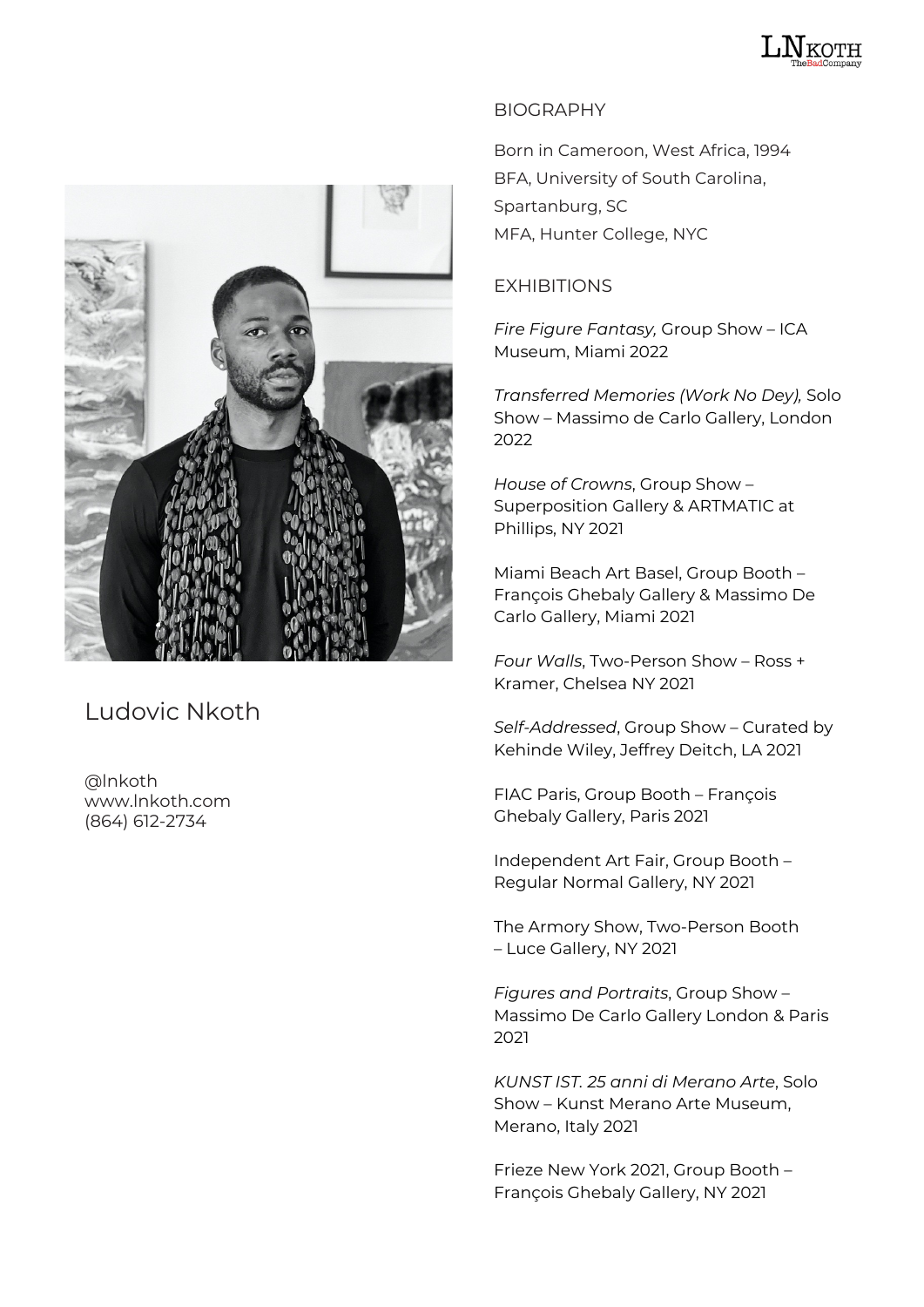# Ludovic Nkoth

@lnkoth
www.lnkoth.com
(864) 612-2734

## BIOGRAPHY

Born in Cameroon, West Africa, 1994
BFA, University of South Carolina, Spartanburg, SC
MFA, Hunter College, NYC

## EXHIBITIONS

*Fire Figure Fantasy,* Group Show – ICA Museum, Miami 2022

*Transferred Memories (Work No Dey),* Solo Show – Massimo de Carlo Gallery, London 2022

*House of Crowns*, Group Show – Superposition Gallery & ARTMATIC at Phillips, NY 2021

Miami Beach Art Basel, Group Booth – François Ghebaly Gallery & Massimo De Carlo Gallery, Miami 2021

*Four Walls*, Two-Person Show – Ross + Kramer, Chelsea NY 2021

*Self-Addressed*, Group Show – Curated by Kehinde Wiley, Jeffrey Deitch, LA 2021

FIAC Paris, Group Booth – François Ghebaly Gallery, Paris 2021

Independent Art Fair, Group Booth – Regular Normal Gallery, NY 2021

The Armory Show, Two-Person Booth – Luce Gallery, NY 2021

*Figures and Portraits*, Group Show – Massimo De Carlo Gallery London & Paris 2021

*KUNST IST. 25 anni di Merano Arte*, Solo Show – Kunst Merano Arte Museum, Merano, Italy 2021

Frieze New York 2021, Group Booth – François Ghebaly Gallery, NY 2021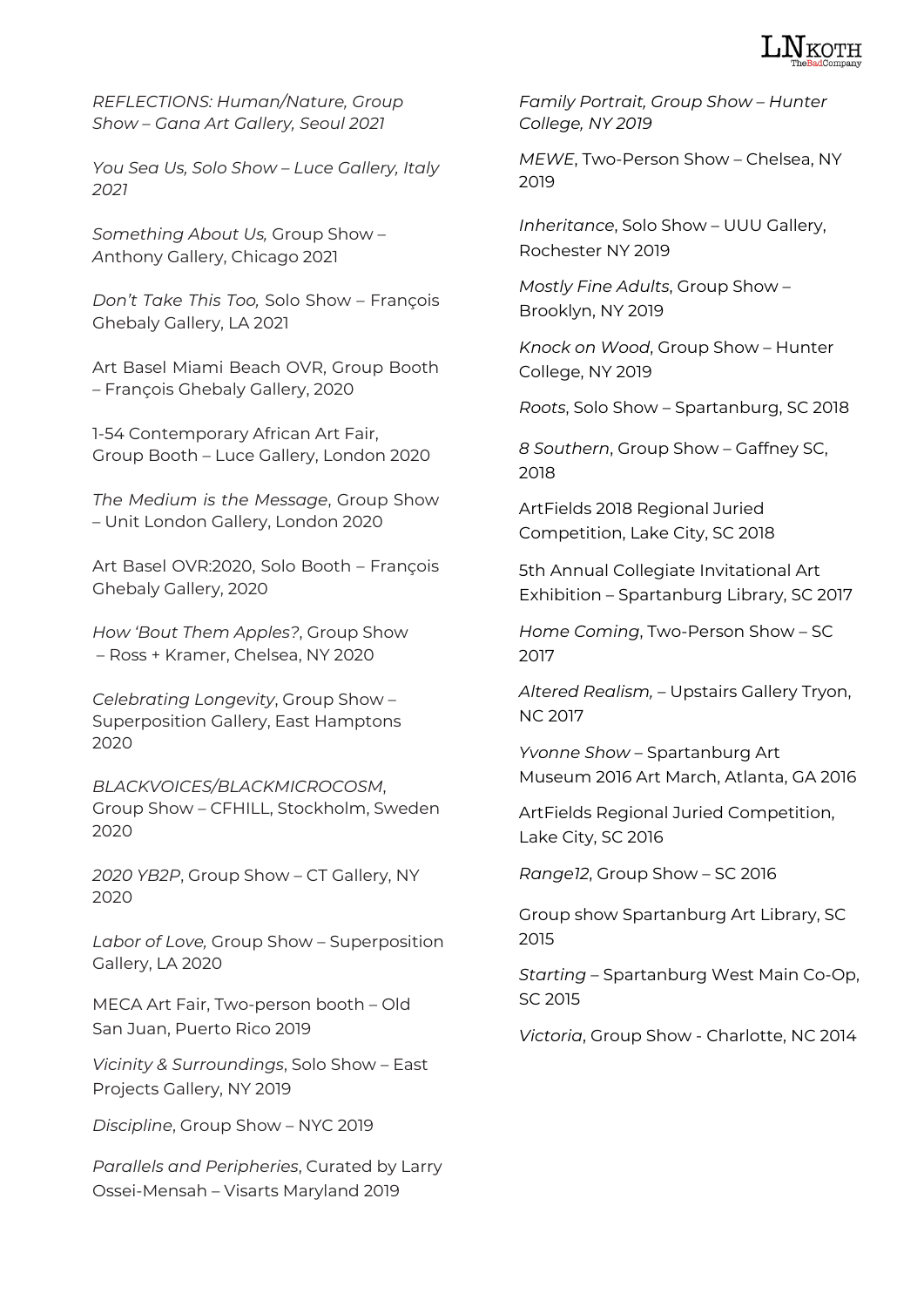*REFLECTIONS: Human/Nature, Group Show – Gana Art Gallery, Seoul 2021*

*You Sea Us, Solo Show – Luce Gallery, Italy 2021*

*Something About Us,* Group Show – Anthony Gallery, Chicago 2021

*Don't Take This Too,* Solo Show – François Ghebaly Gallery, LA 2021

Art Basel Miami Beach OVR, Group Booth – François Ghebaly Gallery, 2020

1-54 Contemporary African Art Fair, Group Booth – Luce Gallery, London 2020

*The Medium is the Message*, Group Show – Unit London Gallery, London 2020

Art Basel OVR:2020, Solo Booth – François Ghebaly Gallery, 2020

*How 'Bout Them Apples?*, Group Show – Ross + Kramer, Chelsea, NY 2020

*Celebrating Longevity*, Group Show – Superposition Gallery, East Hamptons 2020

*BLACKVOICES/BLACKMICROCOSM*, Group Show – CFHILL, Stockholm, Sweden 2020

*2020 YB2P*, Group Show – CT Gallery, NY 2020

*Labor of Love,* Group Show – Superposition Gallery, LA 2020

MECA Art Fair, Two-person booth – Old San Juan, Puerto Rico 2019

*Vicinity & Surroundings*, Solo Show – East Projects Gallery, NY 2019

*Discipline*, Group Show – NYC 2019

*Parallels and Peripheries*, Curated by Larry Ossei-Mensah – Visarts Maryland 2019

*Family Portrait, Group Show – Hunter College, NY 2019*

*MEWE*, Two-Person Show – Chelsea, NY 2019

*Inheritance*, Solo Show – UUU Gallery, Rochester NY 2019

*Mostly Fine Adults*, Group Show – Brooklyn, NY 2019

*Knock on Wood*, Group Show – Hunter College, NY 2019

*Roots*, Solo Show – Spartanburg, SC 2018

*8 Southern*, Group Show – Gaffney SC, 2018

ArtFields 2018 Regional Juried Competition, Lake City, SC 2018

5th Annual Collegiate Invitational Art Exhibition – Spartanburg Library, SC 2017

*Home Coming*, Two-Person Show – SC 2017

*Altered Realism,* – Upstairs Gallery Tryon, NC 2017

*Yvonne Show* – Spartanburg Art Museum 2016 Art March, Atlanta, GA 2016

ArtFields Regional Juried Competition, Lake City, SC 2016

*Range12*, Group Show – SC 2016

Group show Spartanburg Art Library, SC 2015

*Starting* – Spartanburg West Main Co-Op, SC 2015

*Victoria*, Group Show - Charlotte, NC 2014